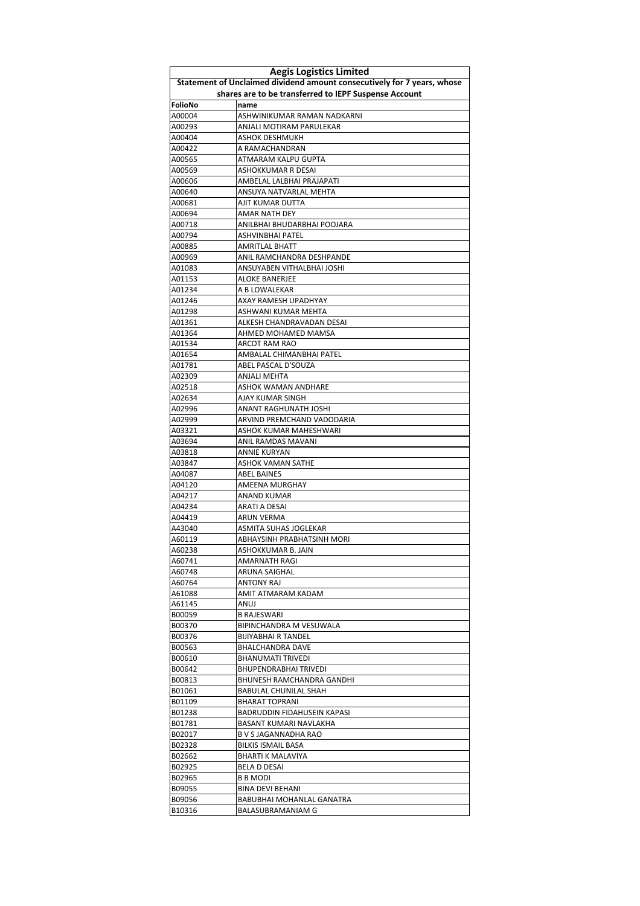| Aegis Logistics Limited | |
|---|---|
| Statement of Unclaimed dividend amount consecutively for 7 years, whose shares are to be transferred to IEPF Suspense Account | |
| FolioNo | name |
| A00004 | ASHWINIKUMAR RAMAN NADKARNI |
| A00293 | ANJALI MOTIRAM PARULEKAR |
| A00404 | ASHOK DESHMUKH |
| A00422 | A RAMACHANDRAN |
| A00565 | ATMARAM KALPU GUPTA |
| A00569 | ASHOKKUMAR R DESAI |
| A00606 | AMBELAL LALBHAI PRAJAPATI |
| A00640 | ANSUYA NATVARLAL MEHTA |
| A00681 | AJIT KUMAR DUTTA |
| A00694 | AMAR NATH DEY |
| A00718 | ANILBHAI BHUDARBHAI POOJARA |
| A00794 | ASHVINBHAI PATEL |
| A00885 | AMRITLAL BHATT |
| A00969 | ANIL RAMCHANDRA DESHPANDE |
| A01083 | ANSUYABEN VITHALBHAI JOSHI |
| A01153 | ALOKE BANERJEE |
| A01234 | A B LOWALEKAR |
| A01246 | AXAY RAMESH UPADHYAY |
| A01298 | ASHWANI KUMAR MEHTA |
| A01361 | ALKESH CHANDRAVADAN DESAI |
| A01364 | AHMED MOHAMED MAMSA |
| A01534 | ARCOT RAM RAO |
| A01654 | AMBALAL CHIMANBHAI PATEL |
| A01781 | ABEL PASCAL D'SOUZA |
| A02309 | ANJALI MEHTA |
| A02518 | ASHOK WAMAN ANDHARE |
| A02634 | AJAY KUMAR SINGH |
| A02996 | ANANT RAGHUNATH JOSHI |
| A02999 | ARVIND PREMCHAND VADODARIA |
| A03321 | ASHOK KUMAR MAHESHWARI |
| A03694 | ANIL RAMDAS MAVANI |
| A03818 | ANNIE KURYAN |
| A03847 | ASHOK VAMAN SATHE |
| A04087 | ABEL BAINES |
| A04120 | AMEENA MURGHAY |
| A04217 | ANAND KUMAR |
| A04234 | ARATI A DESAI |
| A04419 | ARUN VERMA |
| A43040 | ASMITA SUHAS JOGLEKAR |
| A60119 | ABHAYSINH PRABHATSINH MORI |
| A60238 | ASHOKKUMAR B. JAIN |
| A60741 | AMARNATH RAGI |
| A60748 | ARUNA SAIGHAL |
| A60764 | ANTONY RAJ |
| A61088 | AMIT ATMARAM KADAM |
| A61145 | ANUJ |
| B00059 | B RAJESWARI |
| B00370 | BIPINCHANDRA M VESUWALA |
| B00376 | BIJIYABHAI R TANDEL |
| B00563 | BHALCHANDRA DAVE |
| B00610 | BHANUMATI TRIVEDI |
| B00642 | BHUPENDRABHAI TRIVEDI |
| B00813 | BHUNESH RAMCHANDRA GANDHI |
| B01061 | BABULAL CHUNILAL SHAH |
| B01109 | BHARAT TOPRANI |
| B01238 | BADRUDDIN FIDAHUSEIN KAPASI |
| B01781 | BASANT KUMARI NAVLAKHA |
| B02017 | B V S JAGANNADHA RAO |
| B02328 | BILKIS ISMAIL BASA |
| B02662 | BHARTI K MALAVIYA |
| B02925 | BELA D DESAI |
| B02965 | B B MODI |
| B09055 | BINA DEVI BEHANI |
| B09056 | BABUBHAI MOHANLAL GANATRA |
| B10316 | BALASUBRAMANIAM G |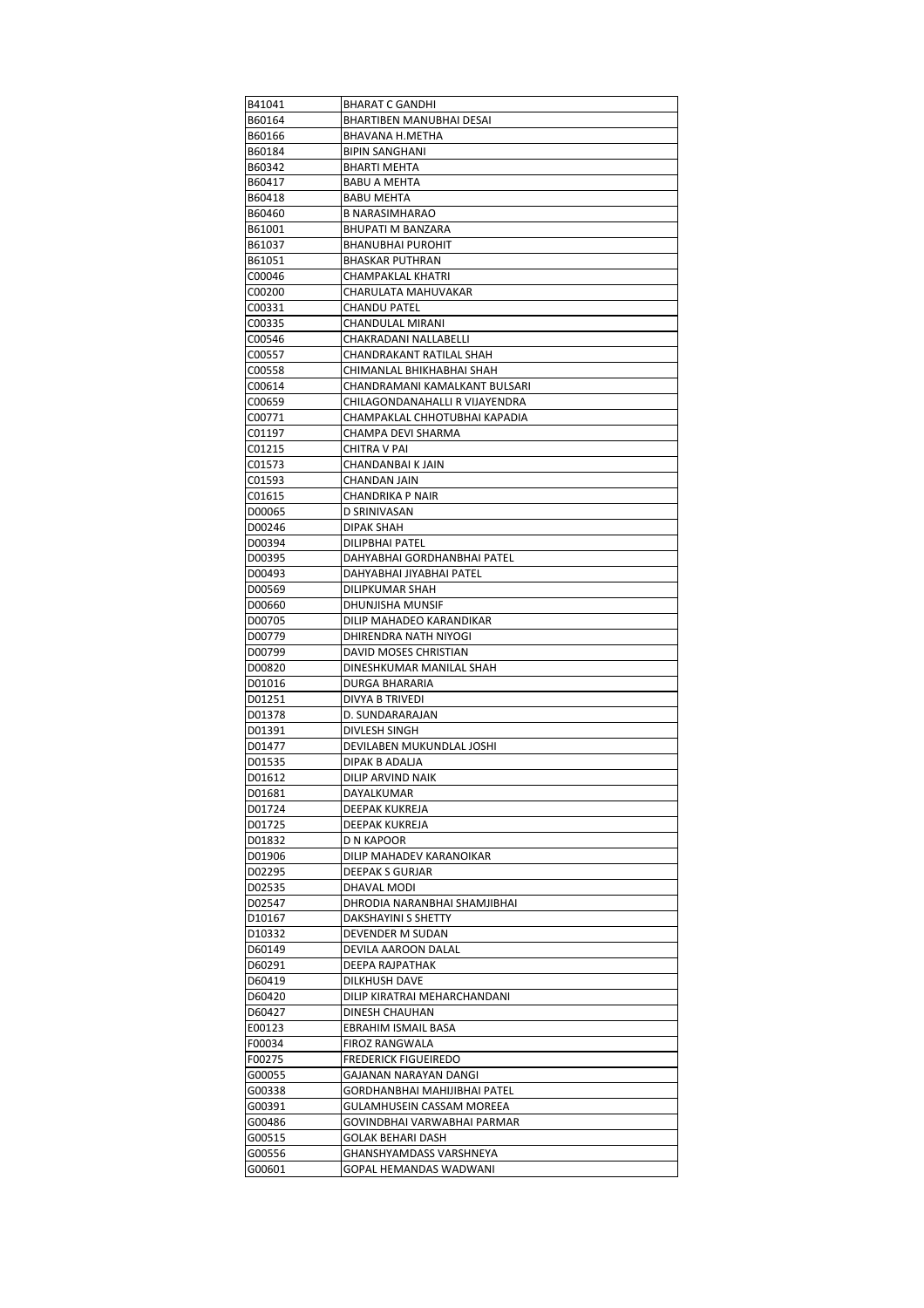| B41041 | BHARAT C GANDHI |
|---|---|
| B60164 | BHARTIBEN MANUBHAI DESAI |
| B60166 | BHAVANA H.METHA |
| B60184 | BIPIN SANGHANI |
| B60342 | BHARTI MEHTA |
| B60417 | BABU A MEHTA |
| B60418 | BABU MEHTA |
| B60460 | B NARASIMHARAO |
| B61001 | BHUPATI M BANZARA |
| B61037 | BHANUBHAI PUROHIT |
| B61051 | BHASKAR PUTHRAN |
| C00046 | CHAMPAKLAL KHATRI |
| C00200 | CHARULATA MAHUVAKAR |
| C00331 | CHANDU PATEL |
| C00335 | CHANDULAL MIRANI |
| C00546 | CHAKRADANI NALLABELLI |
| C00557 | CHANDRAKANT RATILAL SHAH |
| C00558 | CHIMANLAL BHIKHABHAI SHAH |
| C00614 | CHANDRAMANI KAMALKANT BULSARI |
| C00659 | CHILAGONDANAHALLI R VIJAYENDRA |
| C00771 | CHAMPAKLAL CHHOTUBHAI KAPADIA |
| C01197 | CHAMPA DEVI SHARMA |
| C01215 | CHITRA V PAI |
| C01573 | CHANDANBAI K JAIN |
| C01593 | CHANDAN JAIN |
| C01615 | CHANDRIKA P NAIR |
| D00065 | D SRINIVASAN |
| D00246 | DIPAK SHAH |
| D00394 | DILIPBHAI PATEL |
| D00395 | DAHYABHAI GORDHANBHAI PATEL |
| D00493 | DAHYABHAI JIYABHAI PATEL |
| D00569 | DILIPKUMAR SHAH |
| D00660 | DHUNJISHA MUNSIF |
| D00705 | DILIP MAHADEO KARANDIKAR |
| D00779 | DHIRENDRA NATH NIYOGI |
| D00799 | DAVID MOSES CHRISTIAN |
| D00820 | DINESHKUMAR MANILAL SHAH |
| D01016 | DURGA BHARARIA |
| D01251 | DIVYA B TRIVEDI |
| D01378 | D. SUNDARARAJAN |
| D01391 | DIVLESH SINGH |
| D01477 | DEVILABEN MUKUNDLAL JOSHI |
| D01535 | DIPAK B ADALJA |
| D01612 | DILIP ARVIND NAIK |
| D01681 | DAYALKUMAR |
| D01724 | DEEPAK KUKREJA |
| D01725 | DEEPAK KUKREJA |
| D01832 | D N KAPOOR |
| D01906 | DILIP MAHADEV KARANOIKAR |
| D02295 | DEEPAK S GURJAR |
| D02535 | DHAVAL MODI |
| D02547 | DHRODIA NARANBHAI SHAMJIBHAI |
| D10167 | DAKSHAYINI S SHETTY |
| D10332 | DEVENDER M SUDAN |
| D60149 | DEVILA AAROON DALAL |
| D60291 | DEEPA RAJPATHAK |
| D60419 | DILKHUSH DAVE |
| D60420 | DILIP KIRATRAI MEHARCHANDANI |
| D60427 | DINESH CHAUHAN |
| E00123 | EBRAHIM ISMAIL BASA |
| F00034 | FIROZ RANGWALA |
| F00275 | FREDERICK FIGUEIREDO |
| G00055 | GAJANAN NARAYAN DANGI |
| G00338 | GORDHANBHAI MAHIJIBHAI PATEL |
| G00391 | GULAMHUSEIN CASSAM MOREEA |
| G00486 | GOVINDBHAI VARWABHAI PARMAR |
| G00515 | GOLAK BEHARI DASH |
| G00556 | GHANSHYAMDASS VARSHNEYA |
| G00601 | GOPAL HEMANDAS WADWANI |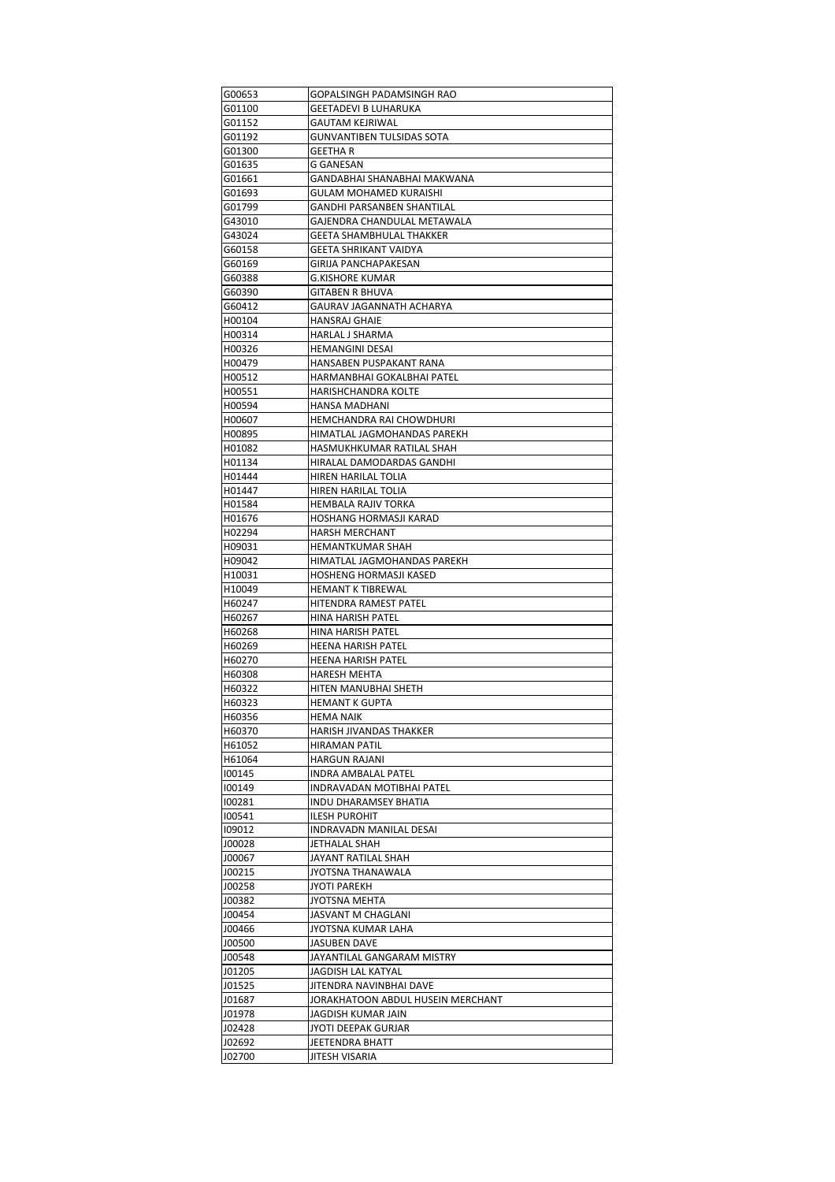| G00653 | GOPALSINGH PADAMSINGH RAO |
|---|---|
| G01100 | GEETADEVI B LUHARUKA |
| G01152 | GAUTAM KEJRIWAL |
| G01192 | GUNVANTIBEN TULSIDAS SOTA |
| G01300 | GEETHA R |
| G01635 | G GANESAN |
| G01661 | GANDABHAI SHANABHAI MAKWANA |
| G01693 | GULAM MOHAMED KURAISHI |
| G01799 | GANDHI PARSANBEN SHANTILAL |
| G43010 | GAJENDRA CHANDULAL METAWALA |
| G43024 | GEETA SHAMBHULAL THAKKER |
| G60158 | GEETA SHRIKANT VAIDYA |
| G60169 | GIRIJA PANCHAPAKESAN |
| G60388 | G.KISHORE KUMAR |
| G60390 | GITABEN R BHUVA |
| G60412 | GAURAV JAGANNATH ACHARYA |
| H00104 | HANSRAJ GHAIE |
| H00314 | HARLAL J SHARMA |
| H00326 | HEMANGINI DESAI |
| H00479 | HANSABEN PUSPAKANT RANA |
| H00512 | HARMANBHAI GOKALBHAI PATEL |
| H00551 | HARISHCHANDRA KOLTE |
| H00594 | HANSA MADHANI |
| H00607 | HEMCHANDRA RAI CHOWDHURI |
| H00895 | HIMATLAL JAGMOHANDAS PAREKH |
| H01082 | HASMUKHKUMAR RATILAL SHAH |
| H01134 | HIRALAL DAMODARDAS GANDHI |
| H01444 | HIREN HARILAL TOLIA |
| H01447 | HIREN HARILAL TOLIA |
| H01584 | HEMBALA RAJIV TORKA |
| H01676 | HOSHANG HORMASJI KARAD |
| H02294 | HARSH MERCHANT |
| H09031 | HEMANTKUMAR SHAH |
| H09042 | HIMATLAL JAGMOHANDAS PAREKH |
| H10031 | HOSHENG HORMASJI KASED |
| H10049 | HEMANT K TIBREWAL |
| H60247 | HITENDRA RAMEST PATEL |
| H60267 | HINA HARISH PATEL |
| H60268 | HINA HARISH PATEL |
| H60269 | HEENA HARISH PATEL |
| H60270 | HEENA HARISH PATEL |
| H60308 | HARESH MEHTA |
| H60322 | HITEN MANUBHAI SHETH |
| H60323 | HEMANT K GUPTA |
| H60356 | HEMA NAIK |
| H60370 | HARISH JIVANDAS THAKKER |
| H61052 | HIRAMAN PATIL |
| H61064 | HARGUN RAJANI |
| I00145 | INDRA AMBALAL PATEL |
| I00149 | INDRAVADAN MOTIBHAI PATEL |
| I00281 | INDU DHARAMSEY BHATIA |
| I00541 | ILESH PUROHIT |
| I09012 | INDRAVADN MANILAL DESAI |
| J00028 | JETHALAL SHAH |
| J00067 | JAYANT RATILAL SHAH |
| J00215 | JYOTSNA THANAWALA |
| J00258 | JYOTI PAREKH |
| J00382 | JYOTSNA MEHTA |
| J00454 | JASVANT M CHAGLANI |
| J00466 | JYOTSNA KUMAR LAHA |
| J00500 | JASUBEN DAVE |
| J00548 | JAYANTILAL GANGARAM MISTRY |
| J01205 | JAGDISH LAL KATYAL |
| J01525 | JITENDRA NAVINBHAI DAVE |
| J01687 | JORAKHATOON ABDUL HUSEIN MERCHANT |
| J01978 | JAGDISH KUMAR JAIN |
| J02428 | JYOTI DEEPAK GURJAR |
| J02692 | JEETENDRA BHATT |
| J02700 | JITESH VISARIA |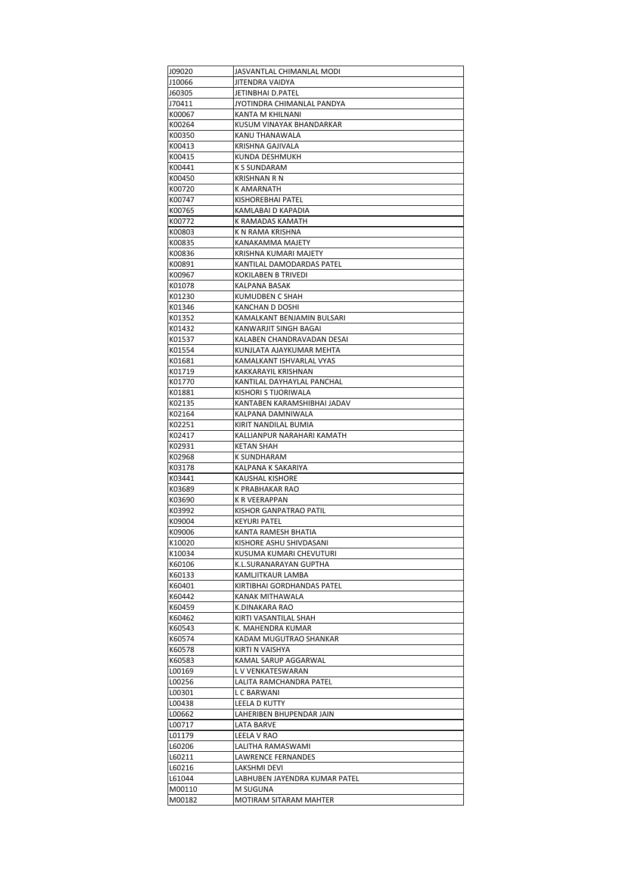| J09020 | JASVANTLAL CHIMANLAL MODI |
|---|---|
| J10066 | JITENDRA VAIDYA |
| J60305 | JETINBHAI D.PATEL |
| J70411 | JYOTINDRA CHIMANLAL PANDYA |
| K00067 | KANTA M KHILNANI |
| K00264 | KUSUM VINAYAK BHANDARKAR |
| K00350 | KANU THANAWALA |
| K00413 | KRISHNA GAJIVALA |
| K00415 | KUNDA DESHMUKH |
| K00441 | K S SUNDARAM |
| K00450 | KRISHNAN R N |
| K00720 | K AMARNATH |
| K00747 | KISHOREBHAI PATEL |
| K00765 | KAMLABAI D KAPADIA |
| K00772 | K RAMADAS KAMATH |
| K00803 | K N RAMA KRISHNA |
| K00835 | KANAKAMMA MAJETY |
| K00836 | KRISHNA KUMARI MAJETY |
| K00891 | KANTILAL DAMODARDAS PATEL |
| K00967 | KOKILABEN B TRIVEDI |
| K01078 | KALPANA BASAK |
| K01230 | KUMUDBEN C SHAH |
| K01346 | KANCHAN D DOSHI |
| K01352 | KAMALKANT BENJAMIN BULSARI |
| K01432 | KANWARJIT SINGH BAGAI |
| K01537 | KALABEN CHANDRAVADAN DESAI |
| K01554 | KUNJLATA AJAYKUMAR MEHTA |
| K01681 | KAMALKANT ISHVARLAL VYAS |
| K01719 | KAKKARAYIL KRISHNAN |
| K01770 | KANTILAL DAYHAYLAL PANCHAL |
| K01881 | KISHORI S TIJORIWALA |
| K02135 | KANTABEN KARAMSHIBHAI JADAV |
| K02164 | KALPANA DAMNIWALA |
| K02251 | KIRIT NANDILAL BUMIA |
| K02417 | KALLIANPUR NARAHARI KAMATH |
| K02931 | KETAN SHAH |
| K02968 | K SUNDHARAM |
| K03178 | KALPANA K SAKARIYA |
| K03441 | KAUSHAL KISHORE |
| K03689 | K PRABHAKAR RAO |
| K03690 | K R VEERAPPAN |
| K03992 | KISHOR GANPATRAO PATIL |
| K09004 | KEYURI PATEL |
| K09006 | KANTA RAMESH BHATIA |
| K10020 | KISHORE ASHU SHIVDASANI |
| K10034 | KUSUMA KUMARI CHEVUTURI |
| K60106 | K.L.SURANARAYAN GUPTHA |
| K60133 | KAMLJITKAUR LAMBA |
| K60401 | KIRTIBHAI GORDHANDAS PATEL |
| K60442 | KANAK MITHAWALA |
| K60459 | K.DINAKARA RAO |
| K60462 | KIRTI VASANTILAL SHAH |
| K60543 | K. MAHENDRA KUMAR |
| K60574 | KADAM MUGUTRAO SHANKAR |
| K60578 | KIRTI N VAISHYA |
| K60583 | KAMAL SARUP AGGARWAL |
| L00169 | L V VENKATESWARAN |
| L00256 | LALITA RAMCHANDRA PATEL |
| L00301 | L C BARWANI |
| L00438 | LEELA D KUTTY |
| L00662 | LAHERIBEN BHUPENDAR JAIN |
| L00717 | LATA BARVE |
| L01179 | LEELA V RAO |
| L60206 | LALITHA RAMASWAMI |
| L60211 | LAWRENCE FERNANDES |
| L60216 | LAKSHMI DEVI |
| L61044 | LABHUBEN JAYENDRA KUMAR PATEL |
| M00110 | M SUGUNA |
| M00182 | MOTIRAM SITARAM MAHTER |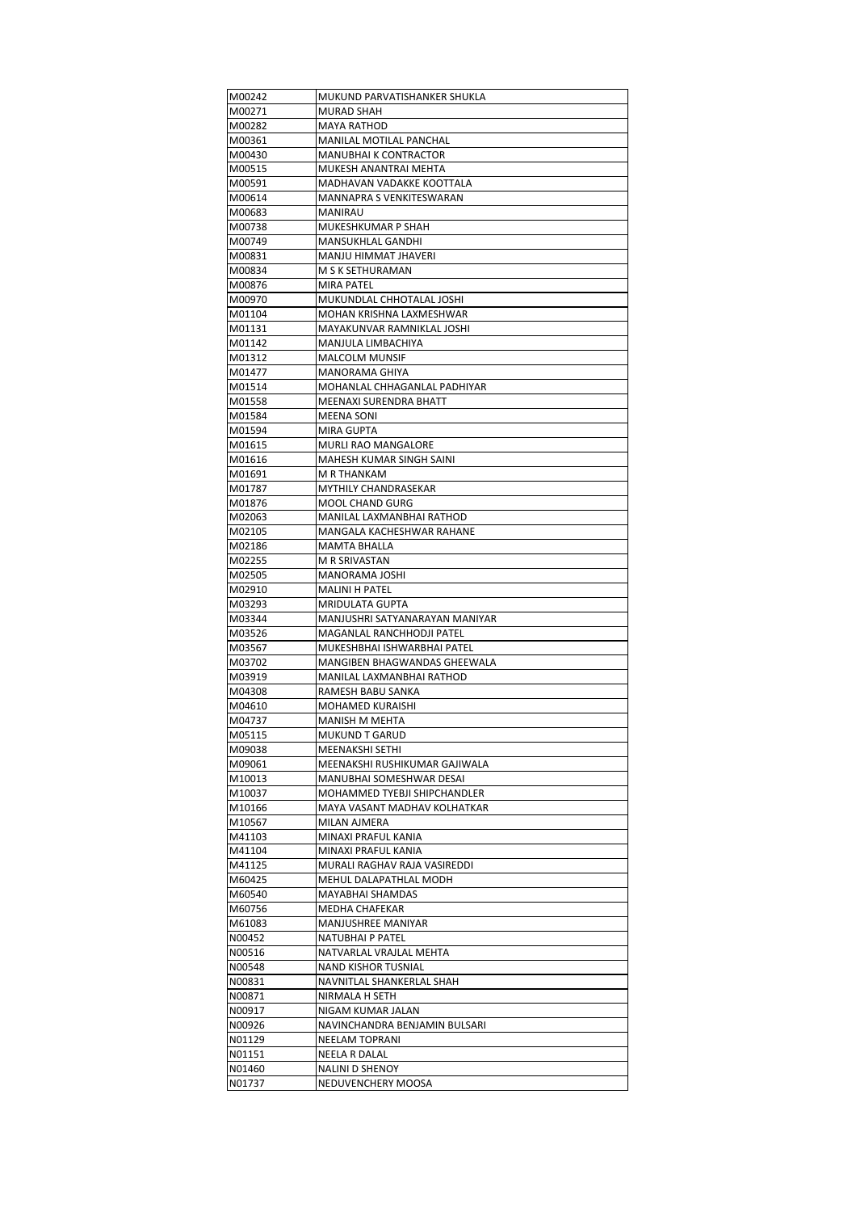| M00242 | MUKUND PARVATISHANKER SHUKLA |
|---|---|
| M00271 | MURAD SHAH |
| M00282 | MAYA RATHOD |
| M00361 | MANILAL MOTILAL PANCHAL |
| M00430 | MANUBHAI K CONTRACTOR |
| M00515 | MUKESH ANANTRAI MEHTA |
| M00591 | MADHAVAN VADAKKE KOOTTALA |
| M00614 | MANNAPRA S VENKITESWARAN |
| M00683 | MANIRAU |
| M00738 | MUKESHKUMAR P SHAH |
| M00749 | MANSUKHLAL GANDHI |
| M00831 | MANJU HIMMAT JHAVERI |
| M00834 | M S K SETHURAMAN |
| M00876 | MIRA PATEL |
| M00970 | MUKUNDLAL CHHOTALAL JOSHI |
| M01104 | MOHAN KRISHNA LAXMESHWAR |
| M01131 | MAYAKUNVAR RAMNIKLAL JOSHI |
| M01142 | MANJULA LIMBACHIYA |
| M01312 | MALCOLM MUNSIF |
| M01477 | MANORAMA GHIYA |
| M01514 | MOHANLAL CHHAGANLAL PADHIYAR |
| M01558 | MEENAXI SURENDRA BHATT |
| M01584 | MEENA SONI |
| M01594 | MIRA GUPTA |
| M01615 | MURLI RAO MANGALORE |
| M01616 | MAHESH KUMAR SINGH SAINI |
| M01691 | M R THANKAM |
| M01787 | MYTHILY CHANDRASEKAR |
| M01876 | MOOL CHAND GURG |
| M02063 | MANILAL LAXMANBHAI RATHOD |
| M02105 | MANGALA KACHESHWAR RAHANE |
| M02186 | MAMTA BHALLA |
| M02255 | M R SRIVASTAN |
| M02505 | MANORAMA JOSHI |
| M02910 | MALINI H PATEL |
| M03293 | MRIDULATA GUPTA |
| M03344 | MANJUSHRI SATYANARAYAN MANIYAR |
| M03526 | MAGANLAL RANCHHODJI PATEL |
| M03567 | MUKESHBHAI ISHWARBHAI PATEL |
| M03702 | MANGIBEN BHAGWANDAS GHEEWALA |
| M03919 | MANILAL LAXMANBHAI RATHOD |
| M04308 | RAMESH BABU SANKA |
| M04610 | MOHAMED KURAISHI |
| M04737 | MANISH M MEHTA |
| M05115 | MUKUND T GARUD |
| M09038 | MEENAKSHI SETHI |
| M09061 | MEENAKSHI RUSHIKUMAR GAJIWALA |
| M10013 | MANUBHAI SOMESHWAR DESAI |
| M10037 | MOHAMMED TYEBJI SHIPCHANDLER |
| M10166 | MAYA VASANT MADHAV KOLHATKAR |
| M10567 | MILAN AJMERA |
| M41103 | MINAXI PRAFUL KANIA |
| M41104 | MINAXI PRAFUL KANIA |
| M41125 | MURALI RAGHAV RAJA VASIREDDI |
| M60425 | MEHUL DALAPATHLAL MODH |
| M60540 | MAYABHAI SHAMDAS |
| M60756 | MEDHA CHAFEKAR |
| M61083 | MANJUSHREE MANIYAR |
| N00452 | NATUBHAI P PATEL |
| N00516 | NATVARLAL VRAJLAL MEHTA |
| N00548 | NAND KISHOR TUSNIAL |
| N00831 | NAVNITLAL SHANKERLAL SHAH |
| N00871 | NIRMALA H SETH |
| N00917 | NIGAM KUMAR JALAN |
| N00926 | NAVINCHANDRA BENJAMIN BULSARI |
| N01129 | NEELAM TOPRANI |
| N01151 | NEELA R DALAL |
| N01460 | NALINI D SHENOY |
| N01737 | NEDUVENCHERY MOOSA |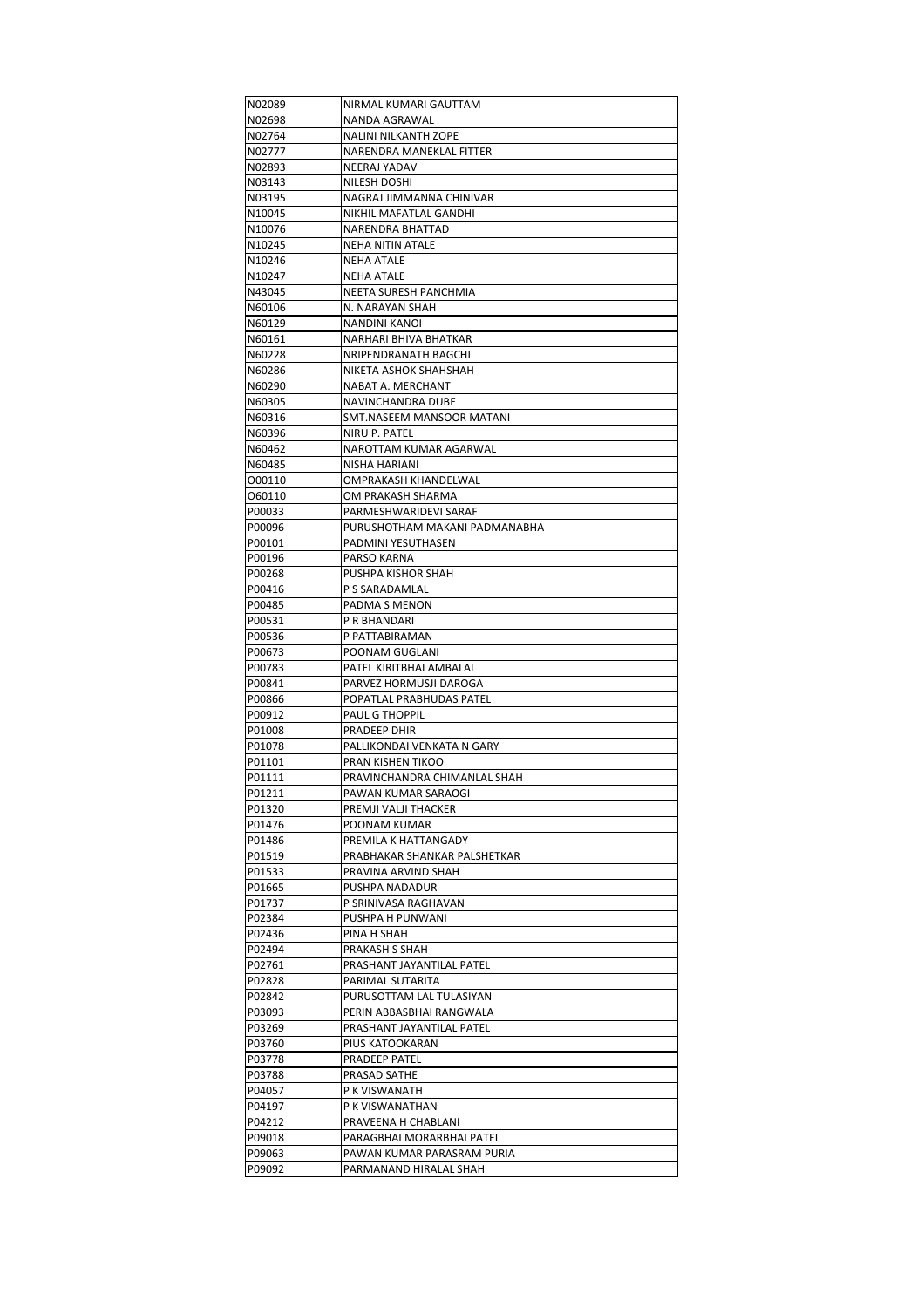| N02089 | NIRMAL KUMARI GAUTTAM |
|---|---|
| N02698 | NANDA AGRAWAL |
| N02764 | NALINI NILKANTH ZOPE |
| N02777 | NARENDRA MANEKLAL FITTER |
| N02893 | NEERAJ YADAV |
| N03143 | NILESH DOSHI |
| N03195 | NAGRAJ JIMMANNA CHINIVAR |
| N10045 | NIKHIL MAFATLAL GANDHI |
| N10076 | NARENDRA BHATTAD |
| N10245 | NEHA NITIN ATALE |
| N10246 | NEHA ATALE |
| N10247 | NEHA ATALE |
| N43045 | NEETA SURESH PANCHMIA |
| N60106 | N. NARAYAN SHAH |
| N60129 | NANDINI KANOI |
| N60161 | NARHARI BHIVA BHATKAR |
| N60228 | NRIPENDRANATH BAGCHI |
| N60286 | NIKETA ASHOK SHAHSHAH |
| N60290 | NABAT A. MERCHANT |
| N60305 | NAVINCHANDRA DUBE |
| N60316 | SMT.NASEEM MANSOOR MATANI |
| N60396 | NIRU P. PATEL |
| N60462 | NAROTTAM KUMAR AGARWAL |
| N60485 | NISHA HARIANI |
| O00110 | OMPRAKASH KHANDELWAL |
| O60110 | OM PRAKASH SHARMA |
| P00033 | PARMESHWARIDEVI SARAF |
| P00096 | PURUSHOTHAM MAKANI PADMANABHA |
| P00101 | PADMINI YESUTHASEN |
| P00196 | PARSO KARNA |
| P00268 | PUSHPA KISHOR SHAH |
| P00416 | P S SARADAMLAL |
| P00485 | PADMA S MENON |
| P00531 | P R BHANDARI |
| P00536 | P PATTABIRAMAN |
| P00673 | POONAM GUGLANI |
| P00783 | PATEL KIRITBHAI AMBALAL |
| P00841 | PARVEZ HORMUSJI DAROGA |
| P00866 | POPATLAL PRABHUDAS PATEL |
| P00912 | PAUL G THOPPIL |
| P01008 | PRADEEP DHIR |
| P01078 | PALLIKONDAI VENKATA N GARY |
| P01101 | PRAN KISHEN TIKOO |
| P01111 | PRAVINCHANDRA CHIMANLAL SHAH |
| P01211 | PAWAN KUMAR SARAOGI |
| P01320 | PREMJI VALJI THACKER |
| P01476 | POONAM KUMAR |
| P01486 | PREMILA K HATTANGADY |
| P01519 | PRABHAKAR SHANKAR PALSHETKAR |
| P01533 | PRAVINA ARVIND SHAH |
| P01665 | PUSHPA NADADUR |
| P01737 | P SRINIVASA RAGHAVAN |
| P02384 | PUSHPA H PUNWANI |
| P02436 | PINA H SHAH |
| P02494 | PRAKASH S SHAH |
| P02761 | PRASHANT JAYANTILAL PATEL |
| P02828 | PARIMAL SUTARITA |
| P02842 | PURUSOTTAM LAL TULASIYAN |
| P03093 | PERIN ABBASBHAI RANGWALA |
| P03269 | PRASHANT JAYANTILAL PATEL |
| P03760 | PIUS KATOOKARAN |
| P03778 | PRADEEP PATEL |
| P03788 | PRASAD SATHE |
| P04057 | P K VISWANATH |
| P04197 | P K VISWANATHAN |
| P04212 | PRAVEENA H CHABLANI |
| P09018 | PARAGBHAI MORARBHAI PATEL |
| P09063 | PAWAN KUMAR PARASRAM PURIA |
| P09092 | PARMANAND HIRALAL SHAH |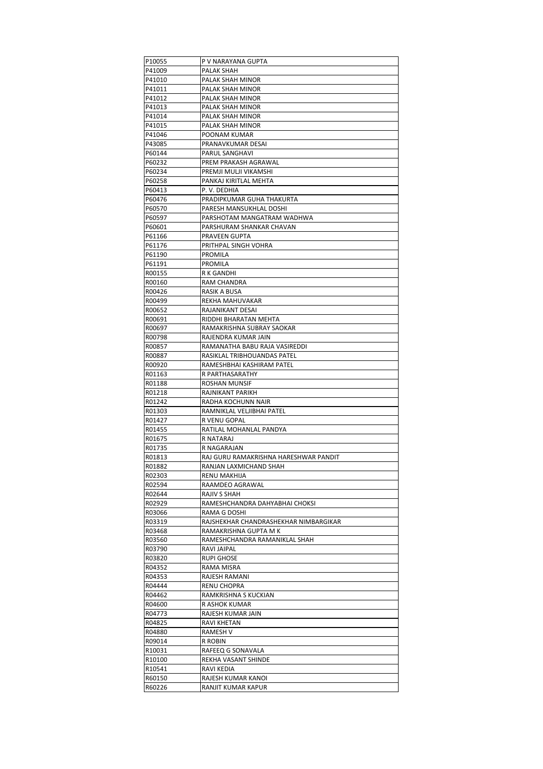| P10055 | P V NARAYANA GUPTA |
|---|---|
| P41009 | PALAK SHAH |
| P41010 | PALAK SHAH MINOR |
| P41011 | PALAK SHAH MINOR |
| P41012 | PALAK SHAH MINOR |
| P41013 | PALAK SHAH MINOR |
| P41014 | PALAK SHAH MINOR |
| P41015 | PALAK SHAH MINOR |
| P41046 | POONAM KUMAR |
| P43085 | PRANAVKUMAR DESAI |
| P60144 | PARUL SANGHAVI |
| P60232 | PREM PRAKASH AGRAWAL |
| P60234 | PREMJI MULJI VIKAMSHI |
| P60258 | PANKAJ KIRITLAL MEHTA |
| P60413 | P. V. DEDHIA |
| P60476 | PRADIPKUMAR GUHA THAKURTA |
| P60570 | PARESH MANSUKHLAL DOSHI |
| P60597 | PARSHOTAM MANGATRAM WADHWA |
| P60601 | PARSHURAM SHANKAR CHAVAN |
| P61166 | PRAVEEN GUPTA |
| P61176 | PRITHPAL SINGH VOHRA |
| P61190 | PROMILA |
| P61191 | PROMILA |
| R00155 | R K GANDHI |
| R00160 | RAM CHANDRA |
| R00426 | RASIK A BUSA |
| R00499 | REKHA MAHUVAKAR |
| R00652 | RAJANIKANT DESAI |
| R00691 | RIDDHI BHARATAN MEHTA |
| R00697 | RAMAKRISHNA SUBRAY SAOKAR |
| R00798 | RAJENDRA KUMAR JAIN |
| R00857 | RAMANATHA BABU RAJA VASIREDDI |
| R00887 | RASIKLAL TRIBHOUANDAS PATEL |
| R00920 | RAMESHBHAI KASHIRAM PATEL |
| R01163 | R PARTHASARATHY |
| R01188 | ROSHAN MUNSIF |
| R01218 | RAJNIKANT PARIKH |
| R01242 | RADHA KOCHUNN NAIR |
| R01303 | RAMNIKLAL VELJIBHAI PATEL |
| R01427 | R VENU GOPAL |
| R01455 | RATILAL MOHANLAL PANDYA |
| R01675 | R NATARAJ |
| R01735 | R NAGARAJAN |
| R01813 | RAJ GURU RAMAKRISHNA HARESHWAR PANDIT |
| R01882 | RANJAN LAXMICHAND SHAH |
| R02303 | RENU MAKHIJA |
| R02594 | RAAMDEO AGRAWAL |
| R02644 | RAJIV S SHAH |
| R02929 | RAMESHCHANDRA DAHYABHAI CHOKSI |
| R03066 | RAMA G DOSHI |
| R03319 | RAJSHEKHAR CHANDRASHEKHAR NIMBARGIKAR |
| R03468 | RAMAKRISHNA GUPTA M K |
| R03560 | RAMESHCHANDRA RAMANIKLAL SHAH |
| R03790 | RAVI JAIPAL |
| R03820 | RUPI GHOSE |
| R04352 | RAMA MISRA |
| R04353 | RAJESH RAMANI |
| R04444 | RENU CHOPRA |
| R04462 | RAMKRISHNA S KUCKIAN |
| R04600 | R ASHOK KUMAR |
| R04773 | RAJESH KUMAR JAIN |
| R04825 | RAVI KHETAN |
| R04880 | RAMESH V |
| R09014 | R ROBIN |
| R10031 | RAFEEQ G SONAVALA |
| R10100 | REKHA VASANT SHINDE |
| R10541 | RAVI KEDIA |
| R60150 | RAJESH KUMAR KANOI |
| R60226 | RANJIT KUMAR KAPUR |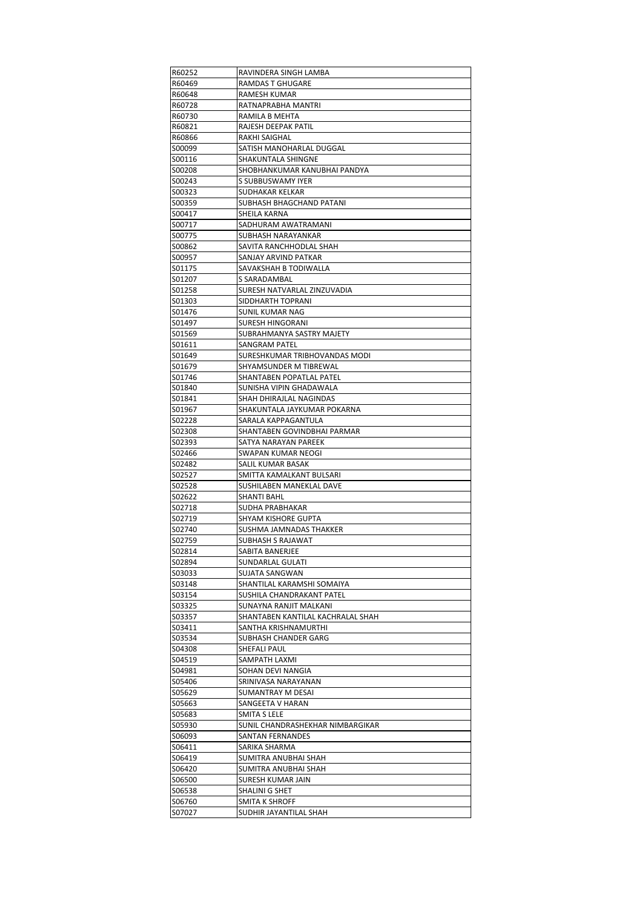| R60252 | RAVINDERA SINGH LAMBA |
|---|---|
| R60469 | RAMDAS T GHUGARE |
| R60648 | RAMESH KUMAR |
| R60728 | RATNAPRABHA MANTRI |
| R60730 | RAMILA B MEHTA |
| R60821 | RAJESH DEEPAK PATIL |
| R60866 | RAKHI SAIGHAL |
| S00099 | SATISH MANOHARLAL DUGGAL |
| S00116 | SHAKUNTALA SHINGNE |
| S00208 | SHOBHANKUMAR KANUBHAI PANDYA |
| S00243 | S SUBBUSWAMY IYER |
| S00323 | SUDHAKAR KELKAR |
| S00359 | SUBHASH BHAGCHAND PATANI |
| S00417 | SHEILA KARNA |
| S00717 | SADHURAM AWATRAMANI |
| S00775 | SUBHASH NARAYANKAR |
| S00862 | SAVITA RANCHHODLAL SHAH |
| S00957 | SANJAY ARVIND PATKAR |
| S01175 | SAVAKSHAH B TODIWALLA |
| S01207 | S SARADAMBAL |
| S01258 | SURESH NATVARLAL ZINZUVADIA |
| S01303 | SIDDHARTH TOPRANI |
| S01476 | SUNIL KUMAR NAG |
| S01497 | SURESH HINGORANI |
| S01569 | SUBRAHMANYA SASTRY MAJETY |
| S01611 | SANGRAM PATEL |
| S01649 | SURESHKUMAR TRIBHOVANDAS MODI |
| S01679 | SHYAMSUNDER M TIBREWAL |
| S01746 | SHANTABEN POPATLAL PATEL |
| S01840 | SUNISHA VIPIN GHADAWALA |
| S01841 | SHAH DHIRAJLAL NAGINDAS |
| S01967 | SHAKUNTALA JAYKUMAR POKARNA |
| S02228 | SARALA KAPPAGANTULA |
| S02308 | SHANTABEN GOVINDBHAI PARMAR |
| S02393 | SATYA NARAYAN PAREEK |
| S02466 | SWAPAN KUMAR NEOGI |
| S02482 | SALIL KUMAR BASAK |
| S02527 | SMITTA KAMALKANT BULSARI |
| S02528 | SUSHILABEN MANEKLAL DAVE |
| S02622 | SHANTI BAHL |
| S02718 | SUDHA PRABHAKAR |
| S02719 | SHYAM KISHORE GUPTA |
| S02740 | SUSHMA JAMNADAS THAKKER |
| S02759 | SUBHASH S RAJAWAT |
| S02814 | SABITA BANERJEE |
| S02894 | SUNDARLAL GULATI |
| S03033 | SUJATA SANGWAN |
| S03148 | SHANTILAL KARAMSHI SOMAIYA |
| S03154 | SUSHILA CHANDRAKANT PATEL |
| S03325 | SUNAYNA RANJIT MALKANI |
| S03357 | SHANTABEN KANTILAL KACHRALAL SHAH |
| S03411 | SANTHA KRISHNAMURTHI |
| S03534 | SUBHASH CHANDER GARG |
| S04308 | SHEFALI PAUL |
| S04519 | SAMPATH LAXMI |
| S04981 | SOHAN DEVI NANGIA |
| S05406 | SRINIVASA NARAYANAN |
| S05629 | SUMANTRAY M DESAI |
| S05663 | SANGEETA V HARAN |
| S05683 | SMITA S LELE |
| S05930 | SUNIL CHANDRASHEKHAR NIMBARGIKAR |
| S06093 | SANTAN FERNANDES |
| S06411 | SARIKA SHARMA |
| S06419 | SUMITRA ANUBHAI SHAH |
| S06420 | SUMITRA ANUBHAI SHAH |
| S06500 | SURESH KUMAR JAIN |
| S06538 | SHALINI G SHET |
| S06760 | SMITA K SHROFF |
| S07027 | SUDHIR JAYANTILAL SHAH |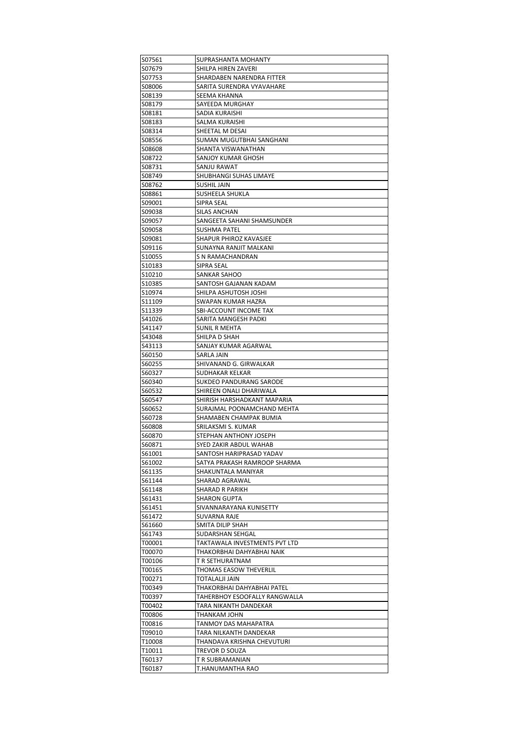| S07561 | SUPRASHANTA MOHANTY |
|---|---|
| S07679 | SHILPA HIREN ZAVERI |
| S07753 | SHARDABEN NARENDRA FITTER |
| S08006 | SARITA SURENDRA VYAVAHARE |
| S08139 | SEEMA KHANNA |
| S08179 | SAYEEDA MURGHAY |
| S08181 | SADIA KURAISHI |
| S08183 | SALMA KURAISHI |
| S08314 | SHEETAL M DESAI |
| S08556 | SUMAN MUGUTBHAI SANGHANI |
| S08608 | SHANTA VISWANATHAN |
| S08722 | SANJOY KUMAR GHOSH |
| S08731 | SANJU RAWAT |
| S08749 | SHUBHANGI SUHAS LIMAYE |
| S08762 | SUSHIL JAIN |
| S08861 | SUSHEELA SHUKLA |
| S09001 | SIPRA SEAL |
| S09038 | SILAS ANCHAN |
| S09057 | SANGEETA SAHANI SHAMSUNDER |
| S09058 | SUSHMA PATEL |
| S09081 | SHAPUR PHIROZ KAVASJEE |
| S09116 | SUNAYNA RANJIT MALKANI |
| S10055 | S N RAMACHANDRAN |
| S10183 | SIPRA SEAL |
| S10210 | SANKAR SAHOO |
| S10385 | SANTOSH GAJANAN KADAM |
| S10974 | SHILPA ASHUTOSH JOSHI |
| S11109 | SWAPAN KUMAR HAZRA |
| S11339 | SBI-ACCOUNT INCOME TAX |
| S41026 | SARITA MANGESH PADKI |
| S41147 | SUNIL R MEHTA |
| S43048 | SHILPA D SHAH |
| S43113 | SANJAY KUMAR AGARWAL |
| S60150 | SARLA JAIN |
| S60255 | SHIVANAND G. GIRWALKAR |
| S60327 | SUDHAKAR KELKAR |
| S60340 | SUKDEO PANDURANG SARODE |
| S60532 | SHIREEN ONALI DHARIWALA |
| S60547 | SHIRISH HARSHADKANT MAPARIA |
| S60652 | SURAJMAL POONAMCHAND MEHTA |
| S60728 | SHAMABEN CHAMPAK BUMIA |
| S60808 | SRILAKSMI S. KUMAR |
| S60870 | STEPHAN ANTHONY JOSEPH |
| S60871 | SYED ZAKIR ABDUL WAHAB |
| S61001 | SANTOSH HARIPRASAD YADAV |
| S61002 | SATYA PRAKASH RAMROOP SHARMA |
| S61135 | SHAKUNTALA MANIYAR |
| S61144 | SHARAD AGRAWAL |
| S61148 | SHARAD R PARIKH |
| S61431 | SHARON GUPTA |
| S61451 | SIVANNARAYANA KUNISETTY |
| S61472 | SUVARNA RAJE |
| S61660 | SMITA DILIP SHAH |
| S61743 | SUDARSHAN SEHGAL |
| T00001 | TAKTAWALA INVESTMENTS PVT LTD |
| T00070 | THAKORBHAI DAHYABHAI NAIK |
| T00106 | T R SETHURATNAM |
| T00165 | THOMAS EASOW THEVERLIL |
| T00271 | TOTALALJI JAIN |
| T00349 | THAKORBHAI DAHYABHAI PATEL |
| T00397 | TAHERBHOY ESOOFALLY RANGWALLA |
| T00402 | TARA NIKANTH DANDEKAR |
| T00806 | THANKAM JOHN |
| T00816 | TANMOY DAS MAHAPATRA |
| T09010 | TARA NILKANTH DANDEKAR |
| T10008 | THANDAVA KRISHNA CHEVUTURI |
| T10011 | TREVOR D SOUZA |
| T60137 | T R SUBRAMANIAN |
| T60187 | T.HANUMANTHA RAO |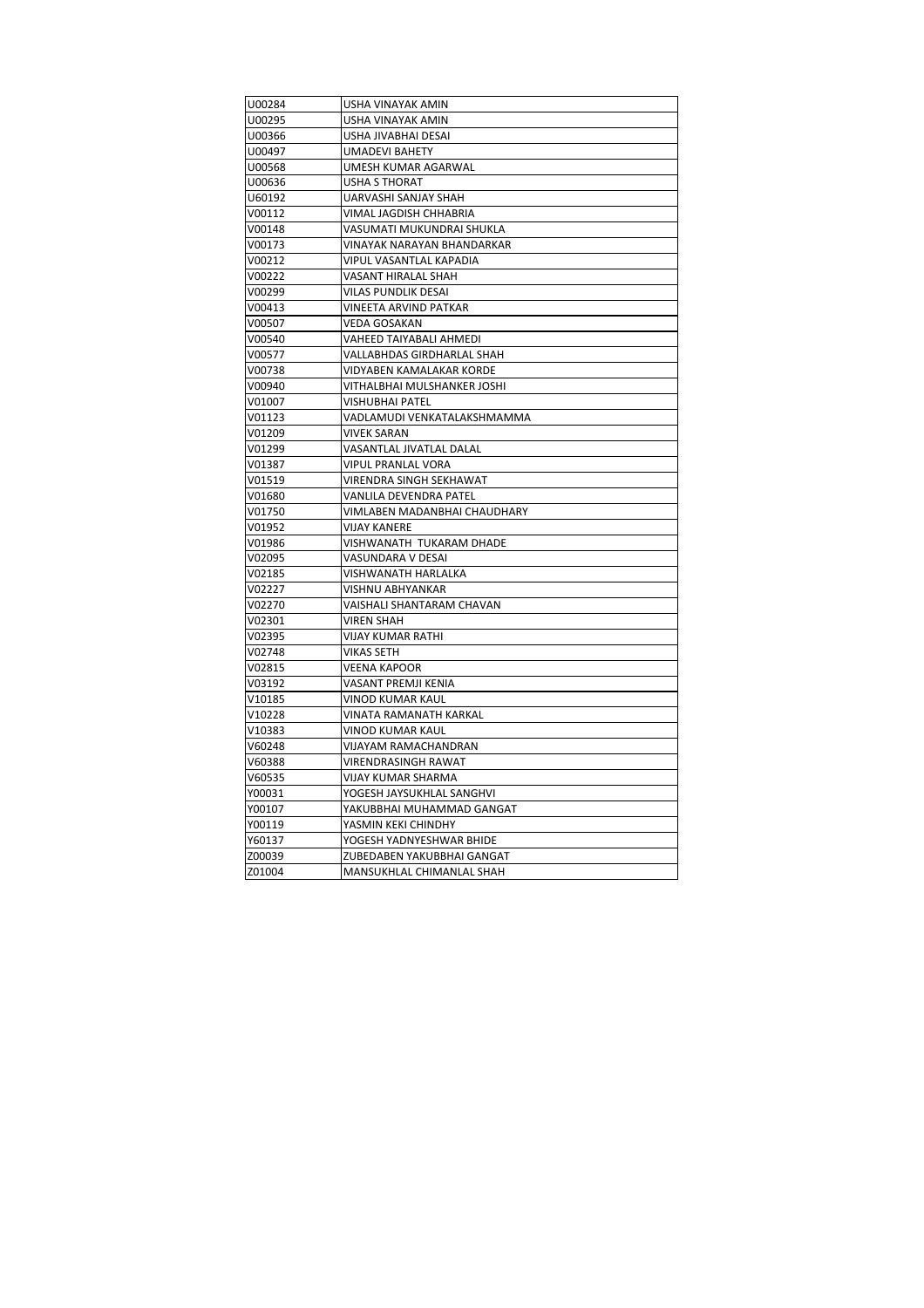| | |
|---|---|
| U00284 | USHA VINAYAK AMIN |
| U00295 | USHA VINAYAK AMIN |
| U00366 | USHA JIVABHAI DESAI |
| U00497 | UMADEVI BAHETY |
| U00568 | UMESH KUMAR AGARWAL |
| U00636 | USHA S THORAT |
| U60192 | UARVASHI SANJAY SHAH |
| V00112 | VIMAL JAGDISH CHHABRIA |
| V00148 | VASUMATI MUKUNDRAI SHUKLA |
| V00173 | VINAYAK NARAYAN BHANDARKAR |
| V00212 | VIPUL VASANTLAL KAPADIA |
| V00222 | VASANT HIRALAL SHAH |
| V00299 | VILAS PUNDLIK DESAI |
| V00413 | VINEETA ARVIND PATKAR |
| V00507 | VEDA GOSAKAN |
| V00540 | VAHEED TAIYABALI AHMEDI |
| V00577 | VALLABHDAS GIRDHARLAL SHAH |
| V00738 | VIDYABEN KAMALAKAR KORDE |
| V00940 | VITHALBHAI MULSHANKER JOSHI |
| V01007 | VISHUBHAI PATEL |
| V01123 | VADLAMUDI VENKATALAKSHMAMMA |
| V01209 | VIVEK SARAN |
| V01299 | VASANTLAL JIVATLAL DALAL |
| V01387 | VIPUL PRANLAL VORA |
| V01519 | VIRENDRA SINGH SEKHAWAT |
| V01680 | VANLILA DEVENDRA PATEL |
| V01750 | VIMLABEN MADANBHAI CHAUDHARY |
| V01952 | VIJAY KANERE |
| V01986 | VISHWANATH TUKARAM DHADE |
| V02095 | VASUNDARA V DESAI |
| V02185 | VISHWANATH HARLALKA |
| V02227 | VISHNU ABHYANKAR |
| V02270 | VAISHALI SHANTARAM CHAVAN |
| V02301 | VIREN SHAH |
| V02395 | VIJAY KUMAR RATHI |
| V02748 | VIKAS SETH |
| V02815 | VEENA KAPOOR |
| V03192 | VASANT PREMJI KENIA |
| V10185 | VINOD KUMAR KAUL |
| V10228 | VINATA RAMANATH KARKAL |
| V10383 | VINOD KUMAR KAUL |
| V60248 | VIJAYAM RAMACHANDRAN |
| V60388 | VIRENDRASINGH RAWAT |
| V60535 | VIJAY KUMAR SHARMA |
| Y00031 | YOGESH JAYSUKHLAL SANGHVI |
| Y00107 | YAKUBBHAI MUHAMMAD GANGAT |
| Y00119 | YASMIN KEKI CHINDHY |
| Y60137 | YOGESH YADNYESHWAR BHIDE |
| Z00039 | ZUBEDABEN YAKUBBHAI GANGAT |
| Z01004 | MANSUKHLAL CHIMANLAL SHAH |